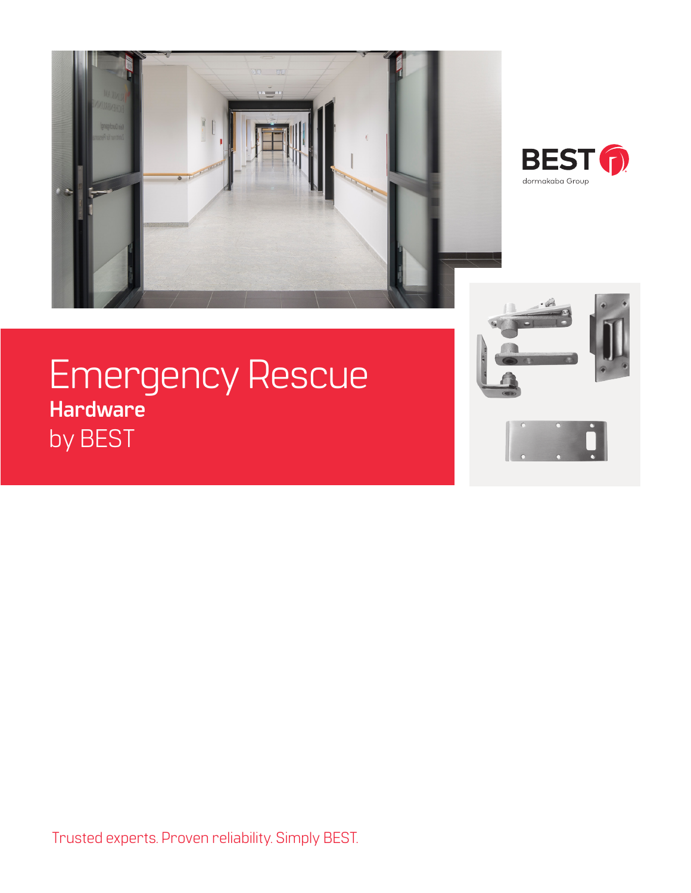BEST
dormakaba Group

# Emergency Rescue
**Hardware**
by BEST

Trusted experts. Proven reliability. Simply BEST.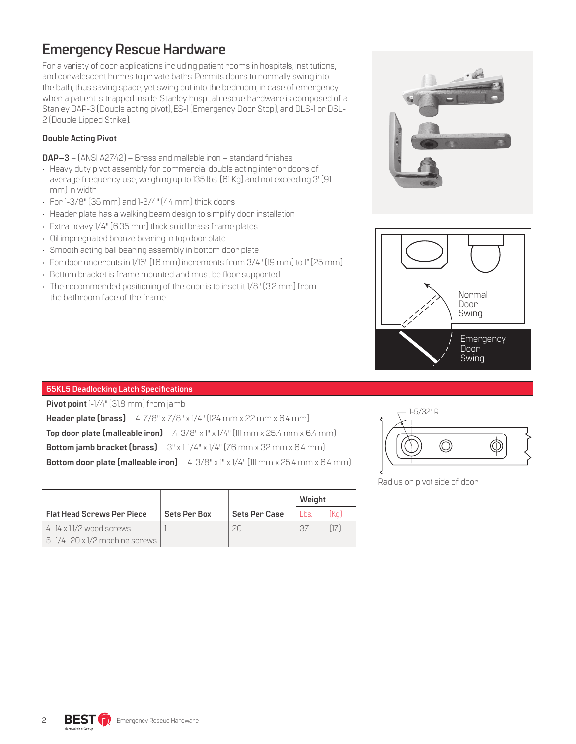# Emergency Rescue Hardware

For a variety of door applications including patient rooms in hospitals, institutions, and convalescent homes to private baths. Permits doors to normally swing into the bath, thus saving space, yet swing out into the bedroom, in case of emergency when a patient is trapped inside. Stanley hospital rescue hardware is composed of a Stanley DAP-3 (Double acting pivot), ES-1 (Emergency Door Stop), and DLS-1 or DSL-2 (Double Lipped Strike).

### Double Acting Pivot

**DAP–3** – (ANSI A2742) – Brass and mallable iron – standard finishes

- Heavy duty pivot assembly for commercial double acting interior doors of average frequency use, weighing up to 135 lbs. (61 Kg) and not exceeding 3' (91 mm) in width
- For 1-3/8" (35 mm) and 1-3/4" (44 mm) thick doors
- Header plate has a walking beam design to simplify door installation
- Extra heavy 1/4" (6.35 mm) thick solid brass frame plates
- Oil impregnated bronze bearing in top door plate
- Smooth acting ball bearing assembly in bottom door plate
- For door undercuts in 1/16" (1.6 mm) increments from 3/4" (19 mm) to 1" (25 mm)
- Bottom bracket is frame mounted and must be floor supported
- The recommended positioning of the door is to inset it 1/8" (3.2 mm) from the bathroom face of the frame

Normal Door Swing

Emergency Door Swing

## 65KL5 Deadlocking Latch Specifications

**Pivot point** 1-1/4" (31.8 mm) from jamb

**Header plate (brass)** – 4-7/8" x 7/8" x 1/4" (124 mm x 22 mm x 6.4 mm)

**Top door plate (malleable iron)** – 4-3/8" x 1" x 1/4" (111 mm x 25.4 mm x 6.4 mm)

**Bottom jamb bracket (brass)** – 3" x 1-1/4" x 1/4" (76 mm x 32 mm x 6.4 mm)

**Bottom door plate (malleable iron)** – 4-3/8" x 1" x 1/4" (111 mm x 25.4 mm x 6.4 mm)

1-5/32" R.

Radius on pivot side of door

| Flat Head Screws Per Piece | Sets Per Box | Sets Per Case | Weight Lbs. | Weight (Kg) |
|---|---|---|---|---|
| 4–14 x 1 1/2 wood screws<br>5–1/4–20 x 1/2 machine screws | 1 | 20 | 37 | (17) |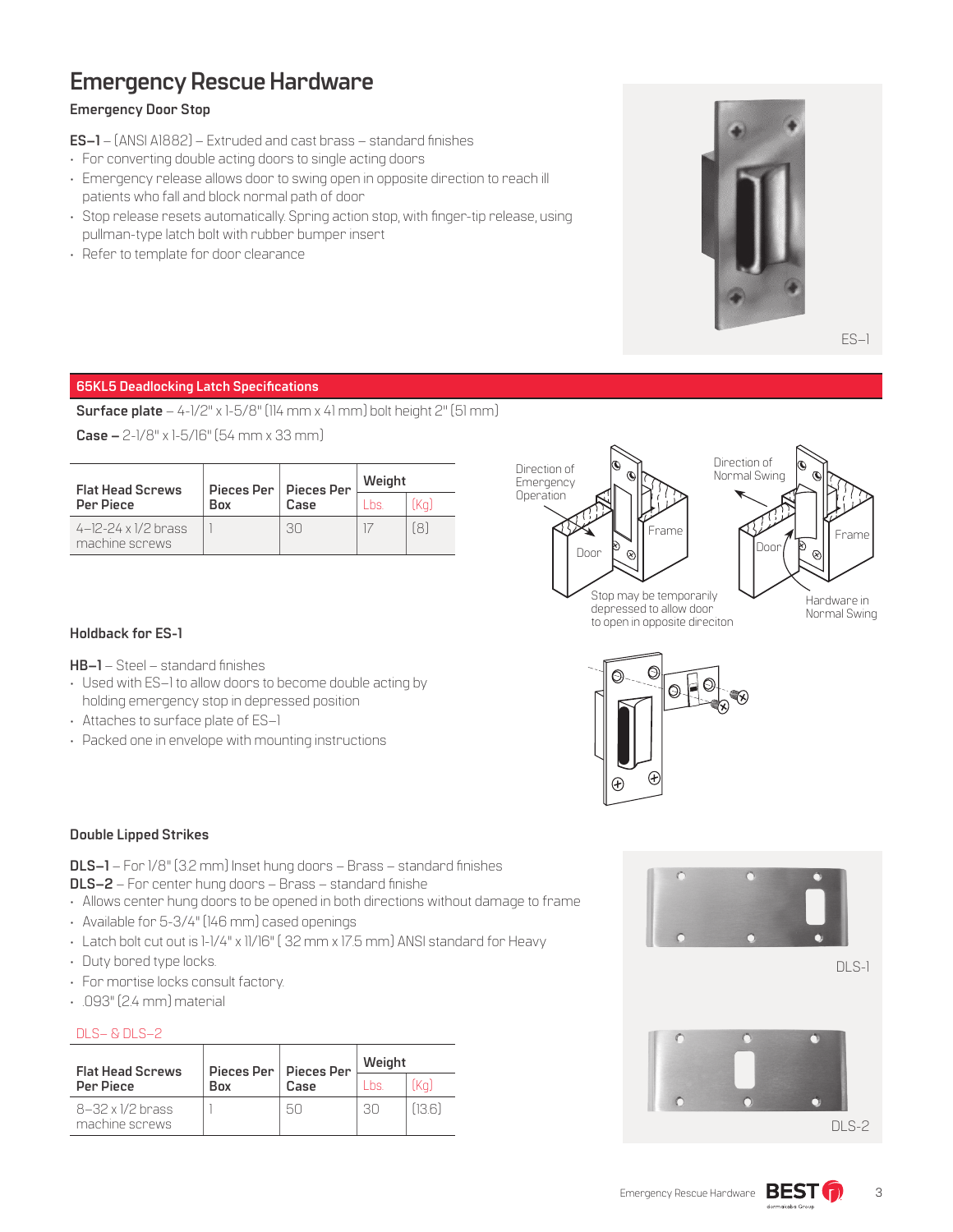# Emergency Rescue Hardware

### Emergency Door Stop

**ES–1** – (ANSI A1882) – Extruded and cast brass – standard finishes

- For converting double acting doors to single acting doors
- Emergency release allows door to swing open in opposite direction to reach ill patients who fall and block normal path of door
- Stop release resets automatically. Spring action stop, with finger-tip release, using pullman-type latch bolt with rubber bumper insert
- Refer to template for door clearance

ES–1

## 65KL5 Deadlocking Latch Specifications

**Surface plate** – 4-1/2" x 1-5/8" (114 mm x 41 mm) bolt height 2" (51 mm)

**Case –** 2-1/8" x 1-5/16" (54 mm x 33 mm)

| Flat Head Screws Per Piece | Pieces Per Box | Pieces Per Case | Weight | |
|---|---|---|---|---|
| | | | Lbs. | (Kg) |
| 4–12-24 x 1/2 brass machine screws | 1 | 30 | 17 | (8) |

Direction of Emergency Operation

Door

Frame

Stop may be temporarily depressed to allow door to open in opposite direciton

Direction of Normal Swing

Door

Frame

Hardware in Normal Swing

### Holdback for ES-1

**HB–1** – Steel – standard finishes

- Used with ES–1 to allow doors to become double acting by holding emergency stop in depressed position
- Attaches to surface plate of ES–1
- Packed one in envelope with mounting instructions

### Double Lipped Strikes

**DLS–1** – For 1/8" (3.2 mm) Inset hung doors – Brass – standard finishes
**DLS–2** – For center hung doors – Brass – standard finishe

- Allows center hung doors to be opened in both directions without damage to frame
- Available for 5-3/4" (146 mm) cased openings
- Latch bolt cut out is 1-1/4" x 11/16" ( 32 mm x 17.5 mm) ANSI standard for Heavy
- Duty bored type locks.
- For mortise locks consult factory.
- .093" (2.4 mm) material

DLS– & DLS–2

| Flat Head Screws Per Piece | Pieces Per Box | Pieces Per Case | Weight | |
|---|---|---|---|---|
| | | | Lbs. | (Kg) |
| 8–32 x 1/2 brass machine screws | 1 | 50 | 30 | (13.6) |

DLS-1

DLS-2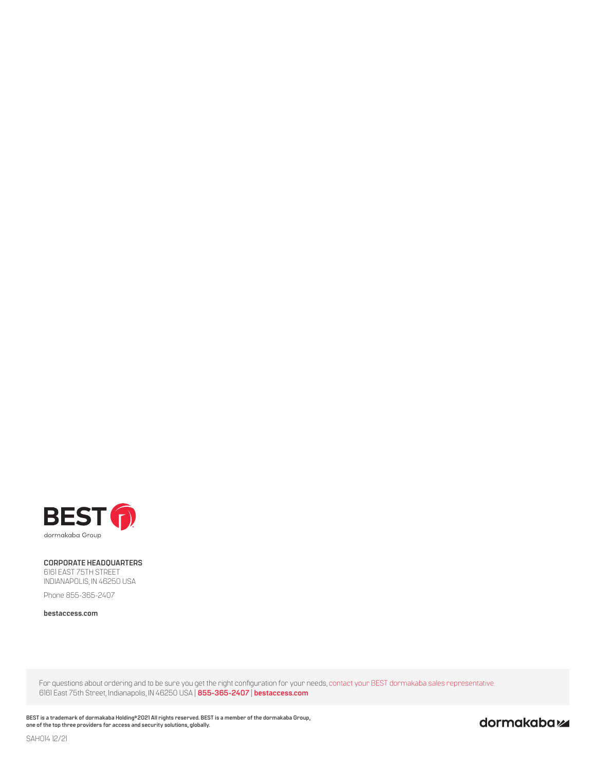BEST
dormakaba Group

**CORPORATE HEADQUARTERS**
6161 EAST 75TH STREET
INDIANAPOLIS, IN 46250 USA

Phone 855-365-2407

**bestaccess.com**

For questions about ordering and to be sure you get the right configuration for your needs, contact your BEST dormakaba sales representative.
6161 East 75th Street, Indianapolis, IN 46250 USA | **855-365-2407** | **bestaccess.com**

**BEST is a trademark of dormakaba Holding© 2021 All rights reserved. BEST is a member of the dormakaba Group, one of the top three providers for access and security solutions, globally.**

dormakaba

SAH014 12/21